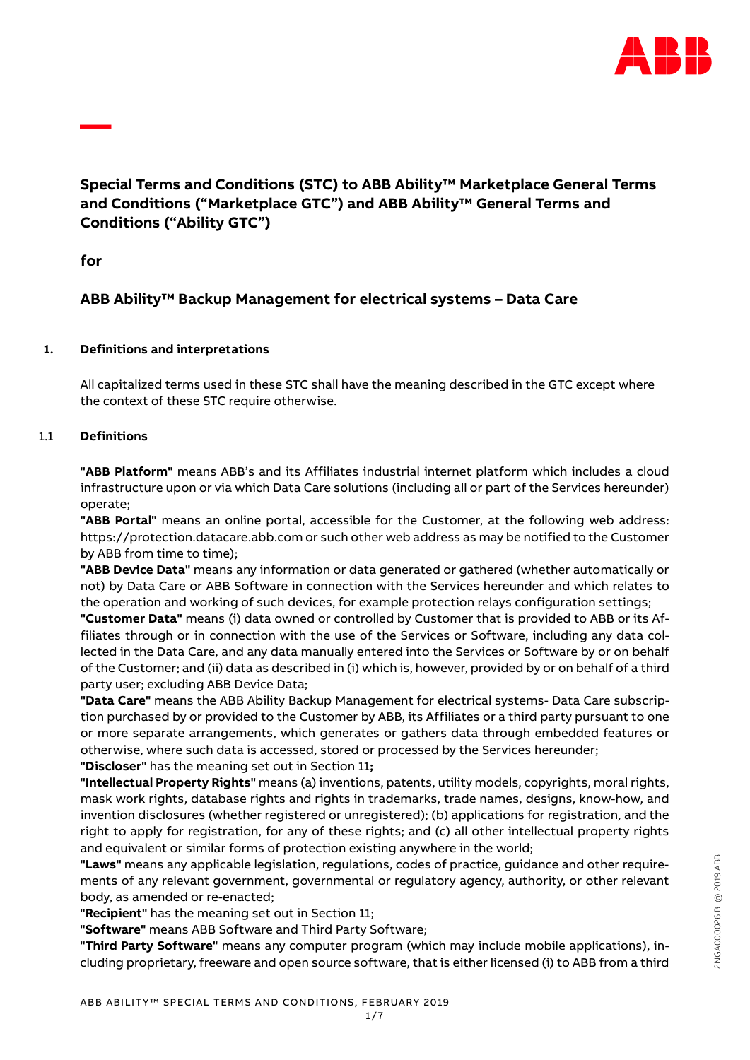# Special Terms and Conditions (STC) to ABB Ability™ Marketplace General Terms and Conditions ("Marketplace GTC") and ABB Ability™ General Terms and Conditions ("Ability GTC")

**for**

## ABB Ability™ Backup Management for electrical systems – Data Care

### 1. Definitions and interpretations

All capitalized terms used in these STC shall have the meaning described in the GTC except where the context of these STC require otherwise.

#### 1.1 Definitions

**"ABB Platform"** means ABB's and its Affiliates industrial internet platform which includes a cloud infrastructure upon or via which Data Care solutions (including all or part of the Services hereunder) operate;

**"ABB Portal"** means an online portal, accessible for the Customer, at the following web address: https://protection.datacare.abb.com or such other web address as may be notified to the Customer by ABB from time to time);

**"ABB Device Data"** means any information or data generated or gathered (whether automatically or not) by Data Care or ABB Software in connection with the Services hereunder and which relates to the operation and working of such devices, for example protection relays configuration settings;

**"Customer Data"** means (i) data owned or controlled by Customer that is provided to ABB or its Affiliates through or in connection with the use of the Services or Software, including any data collected in the Data Care, and any data manually entered into the Services or Software by or on behalf of the Customer; and (ii) data as described in (i) which is, however, provided by or on behalf of a third party user; excluding ABB Device Data;

**"Data Care"** means the ABB Ability Backup Management for electrical systems- Data Care subscription purchased by or provided to the Customer by ABB, its Affiliates or a third party pursuant to one or more separate arrangements, which generates or gathers data through embedded features or otherwise, where such data is accessed, stored or processed by the Services hereunder;

**"Discloser"** has the meaning set out in Section 11**;**

**"Intellectual Property Rights"** means (a) inventions, patents, utility models, copyrights, moral rights, mask work rights, database rights and rights in trademarks, trade names, designs, know-how, and invention disclosures (whether registered or unregistered); (b) applications for registration, and the right to apply for registration, for any of these rights; and (c) all other intellectual property rights and equivalent or similar forms of protection existing anywhere in the world;

**"Laws"** means any applicable legislation, regulations, codes of practice, guidance and other requirements of any relevant government, governmental or regulatory agency, authority, or other relevant body, as amended or re-enacted;

**"Recipient"** has the meaning set out in Section 11;

**"Software"** means ABB Software and Third Party Software;

**"Third Party Software"** means any computer program (which may include mobile applications), including proprietary, freeware and open source software, that is either licensed (i) to ABB from a third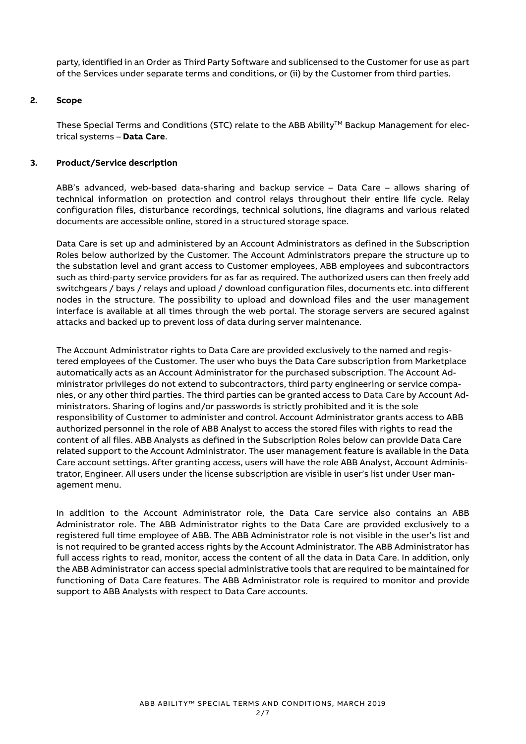party, identified in an Order as Third Party Software and sublicensed to the Customer for use as part of the Services under separate terms and conditions, or (ii) by the Customer from third parties.

## 2. Scope

These Special Terms and Conditions (STC) relate to the ABB Ability™ Backup Management for electrical systems – **Data Care**.

## 3. Product/Service description

ABB's advanced, web-based data-sharing and backup service – Data Care – allows sharing of technical information on protection and control relays throughout their entire life cycle. Relay configuration files, disturbance recordings, technical solutions, line diagrams and various related documents are accessible online, stored in a structured storage space.

Data Care is set up and administered by an Account Administrators as defined in the Subscription Roles below authorized by the Customer. The Account Administrators prepare the structure up to the substation level and grant access to Customer employees, ABB employees and subcontractors such as third-party service providers for as far as required. The authorized users can then freely add switchgears / bays / relays and upload / download configuration files, documents etc. into different nodes in the structure. The possibility to upload and download files and the user management interface is available at all times through the web portal. The storage servers are secured against attacks and backed up to prevent loss of data during server maintenance.

The Account Administrator rights to Data Care are provided exclusively to the named and registered employees of the Customer. The user who buys the Data Care subscription from Marketplace automatically acts as an Account Administrator for the purchased subscription. The Account Administrator privileges do not extend to subcontractors, third party engineering or service companies, or any other third parties. The third parties can be granted access to Data Care by Account Administrators. Sharing of logins and/or passwords is strictly prohibited and it is the sole responsibility of Customer to administer and control. Account Administrator grants access to ABB authorized personnel in the role of ABB Analyst to access the stored files with rights to read the content of all files. ABB Analysts as defined in the Subscription Roles below can provide Data Care related support to the Account Administrator. The user management feature is available in the Data Care account settings. After granting access, users will have the role ABB Analyst, Account Administrator, Engineer. All users under the license subscription are visible in user's list under User management menu.

In addition to the Account Administrator role, the Data Care service also contains an ABB Administrator role. The ABB Administrator rights to the Data Care are provided exclusively to a registered full time employee of ABB. The ABB Administrator role is not visible in the user's list and is not required to be granted access rights by the Account Administrator. The ABB Administrator has full access rights to read, monitor, access the content of all the data in Data Care. In addition, only the ABB Administrator can access special administrative tools that are required to be maintained for functioning of Data Care features. The ABB Administrator role is required to monitor and provide support to ABB Analysts with respect to Data Care accounts.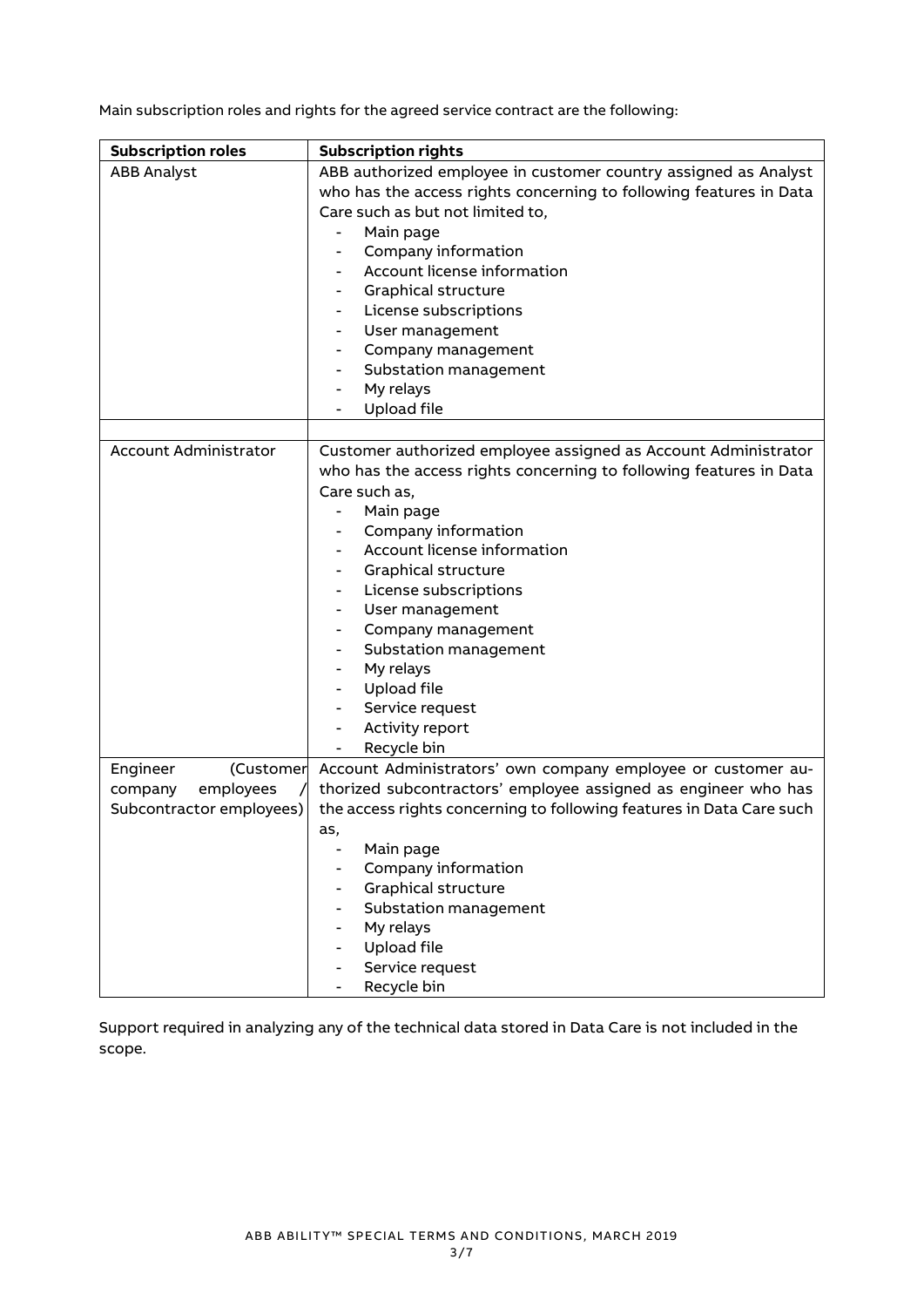Main subscription roles and rights for the agreed service contract are the following:

| Subscription roles | Subscription rights |
|---|---|
| ABB Analyst | ABB authorized employee in customer country assigned as Analyst who has the access rights concerning to following features in Data Care such as but not limited to,<br>- Main page<br>- Company information<br>- Account license information<br>- Graphical structure<br>- License subscriptions<br>- User management<br>- Company management<br>- Substation management<br>- My relays<br>- Upload file |
| | |
| Account Administrator | Customer authorized employee assigned as Account Administrator who has the access rights concerning to following features in Data Care such as,<br>- Main page<br>- Company information<br>- Account license information<br>- Graphical structure<br>- License subscriptions<br>- User management<br>- Company management<br>- Substation management<br>- My relays<br>- Upload file<br>- Service request<br>- Activity report<br>- Recycle bin |
| Engineer (Customer company employees / Subcontractor employees) | Account Administrators' own company employee or customer authorized subcontractors' employee assigned as engineer who has the access rights concerning to following features in Data Care such as,<br>- Main page<br>- Company information<br>- Graphical structure<br>- Substation management<br>- My relays<br>- Upload file<br>- Service request<br>- Recycle bin |

Support required in analyzing any of the technical data stored in Data Care is not included in the scope.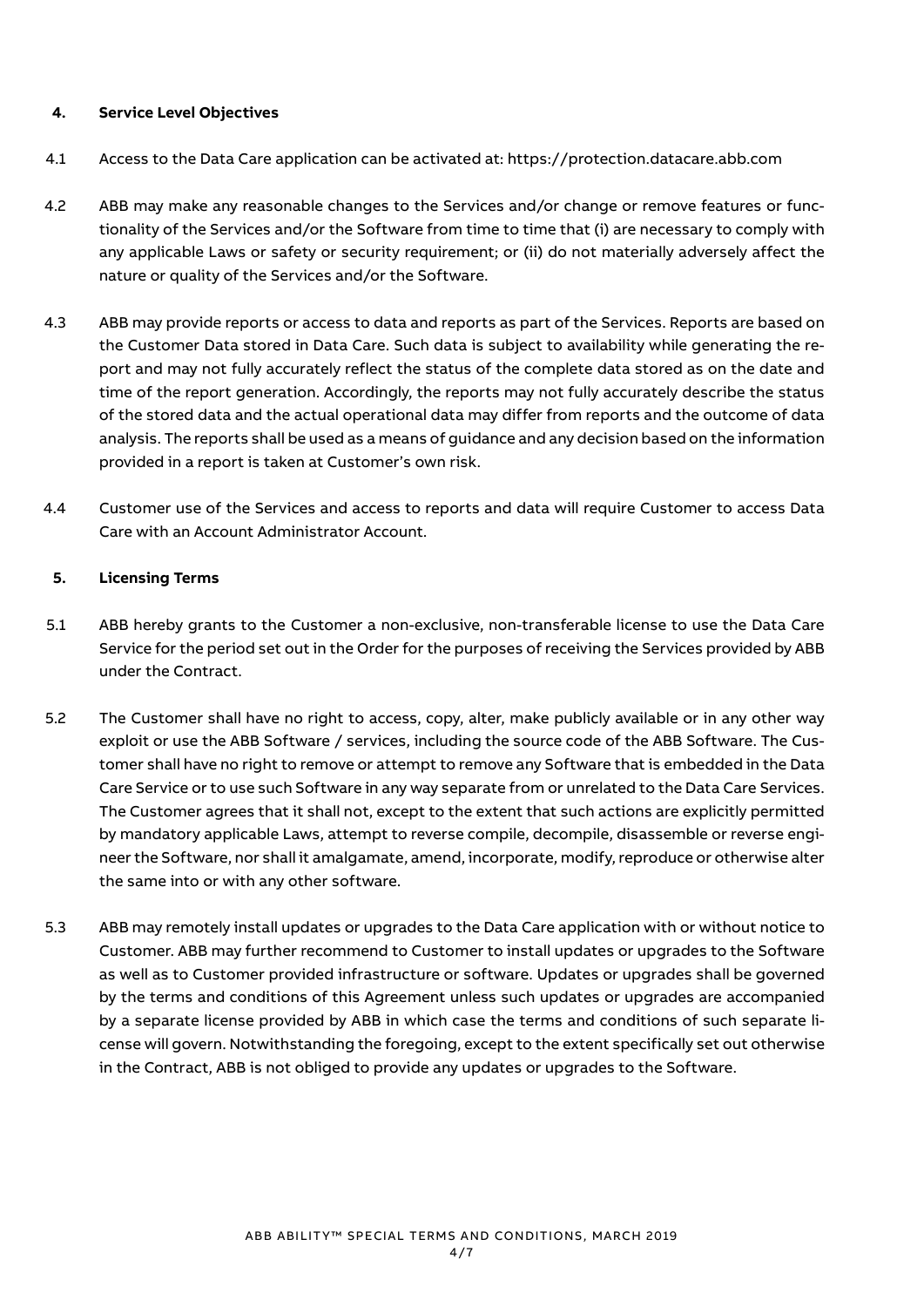## 4. Service Level Objectives

4.1 Access to the Data Care application can be activated at: https://protection.datacare.abb.com

4.2 ABB may make any reasonable changes to the Services and/or change or remove features or functionality of the Services and/or the Software from time to time that (i) are necessary to comply with any applicable Laws or safety or security requirement; or (ii) do not materially adversely affect the nature or quality of the Services and/or the Software.

4.3 ABB may provide reports or access to data and reports as part of the Services. Reports are based on the Customer Data stored in Data Care. Such data is subject to availability while generating the report and may not fully accurately reflect the status of the complete data stored as on the date and time of the report generation. Accordingly, the reports may not fully accurately describe the status of the stored data and the actual operational data may differ from reports and the outcome of data analysis. The reports shall be used as a means of guidance and any decision based on the information provided in a report is taken at Customer's own risk.

4.4 Customer use of the Services and access to reports and data will require Customer to access Data Care with an Account Administrator Account.

## 5. Licensing Terms

5.1 ABB hereby grants to the Customer a non-exclusive, non-transferable license to use the Data Care Service for the period set out in the Order for the purposes of receiving the Services provided by ABB under the Contract.

5.2 The Customer shall have no right to access, copy, alter, make publicly available or in any other way exploit or use the ABB Software / services, including the source code of the ABB Software. The Customer shall have no right to remove or attempt to remove any Software that is embedded in the Data Care Service or to use such Software in any way separate from or unrelated to the Data Care Services. The Customer agrees that it shall not, except to the extent that such actions are explicitly permitted by mandatory applicable Laws, attempt to reverse compile, decompile, disassemble or reverse engineer the Software, nor shall it amalgamate, amend, incorporate, modify, reproduce or otherwise alter the same into or with any other software.

5.3 ABB may remotely install updates or upgrades to the Data Care application with or without notice to Customer. ABB may further recommend to Customer to install updates or upgrades to the Software as well as to Customer provided infrastructure or software. Updates or upgrades shall be governed by the terms and conditions of this Agreement unless such updates or upgrades are accompanied by a separate license provided by ABB in which case the terms and conditions of such separate license will govern. Notwithstanding the foregoing, except to the extent specifically set out otherwise in the Contract, ABB is not obliged to provide any updates or upgrades to the Software.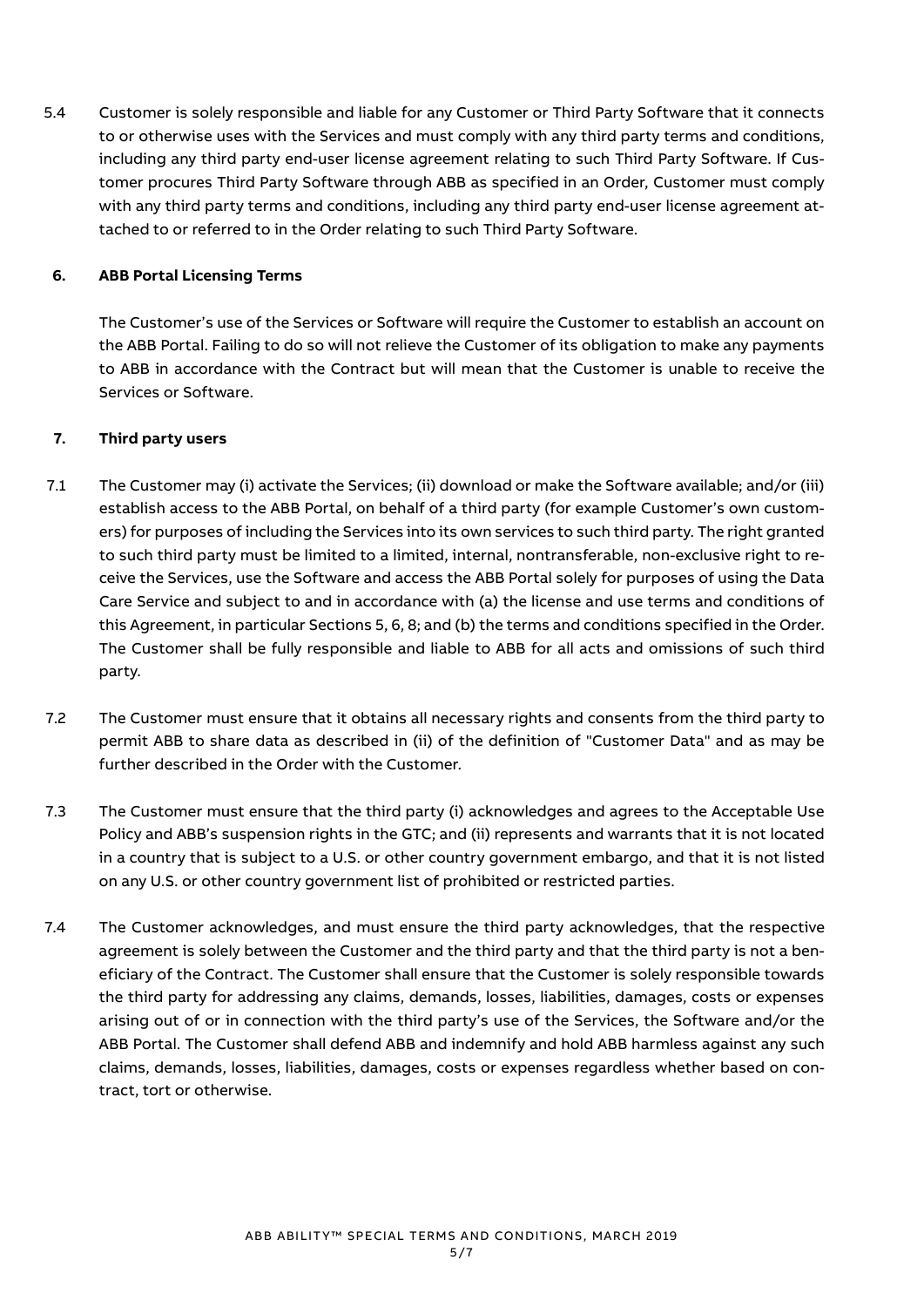5.4 Customer is solely responsible and liable for any Customer or Third Party Software that it connects to or otherwise uses with the Services and must comply with any third party terms and conditions, including any third party end-user license agreement relating to such Third Party Software. If Customer procures Third Party Software through ABB as specified in an Order, Customer must comply with any third party terms and conditions, including any third party end-user license agreement attached to or referred to in the Order relating to such Third Party Software.

## 6. ABB Portal Licensing Terms

The Customer's use of the Services or Software will require the Customer to establish an account on the ABB Portal. Failing to do so will not relieve the Customer of its obligation to make any payments to ABB in accordance with the Contract but will mean that the Customer is unable to receive the Services or Software.

## 7. Third party users

7.1 The Customer may (i) activate the Services; (ii) download or make the Software available; and/or (iii) establish access to the ABB Portal, on behalf of a third party (for example Customer's own customers) for purposes of including the Services into its own services to such third party. The right granted to such third party must be limited to a limited, internal, nontransferable, non-exclusive right to receive the Services, use the Software and access the ABB Portal solely for purposes of using the Data Care Service and subject to and in accordance with (a) the license and use terms and conditions of this Agreement, in particular Sections 5, 6, 8; and (b) the terms and conditions specified in the Order. The Customer shall be fully responsible and liable to ABB for all acts and omissions of such third party.

7.2 The Customer must ensure that it obtains all necessary rights and consents from the third party to permit ABB to share data as described in (ii) of the definition of "Customer Data" and as may be further described in the Order with the Customer.

7.3 The Customer must ensure that the third party (i) acknowledges and agrees to the Acceptable Use Policy and ABB's suspension rights in the GTC; and (ii) represents and warrants that it is not located in a country that is subject to a U.S. or other country government embargo, and that it is not listed on any U.S. or other country government list of prohibited or restricted parties.

7.4 The Customer acknowledges, and must ensure the third party acknowledges, that the respective agreement is solely between the Customer and the third party and that the third party is not a beneficiary of the Contract. The Customer shall ensure that the Customer is solely responsible towards the third party for addressing any claims, demands, losses, liabilities, damages, costs or expenses arising out of or in connection with the third party's use of the Services, the Software and/or the ABB Portal. The Customer shall defend ABB and indemnify and hold ABB harmless against any such claims, demands, losses, liabilities, damages, costs or expenses regardless whether based on contract, tort or otherwise.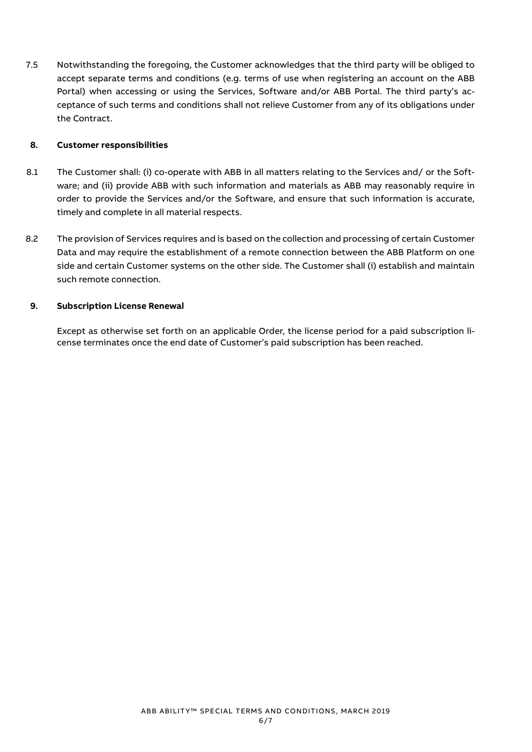7.5 Notwithstanding the foregoing, the Customer acknowledges that the third party will be obliged to accept separate terms and conditions (e.g. terms of use when registering an account on the ABB Portal) when accessing or using the Services, Software and/or ABB Portal. The third party's acceptance of such terms and conditions shall not relieve Customer from any of its obligations under the Contract.

## 8. Customer responsibilities

8.1 The Customer shall: (i) co-operate with ABB in all matters relating to the Services and/ or the Software; and (ii) provide ABB with such information and materials as ABB may reasonably require in order to provide the Services and/or the Software, and ensure that such information is accurate, timely and complete in all material respects.

8.2 The provision of Services requires and is based on the collection and processing of certain Customer Data and may require the establishment of a remote connection between the ABB Platform on one side and certain Customer systems on the other side. The Customer shall (i) establish and maintain such remote connection.

## 9. Subscription License Renewal

Except as otherwise set forth on an applicable Order, the license period for a paid subscription license terminates once the end date of Customer's paid subscription has been reached.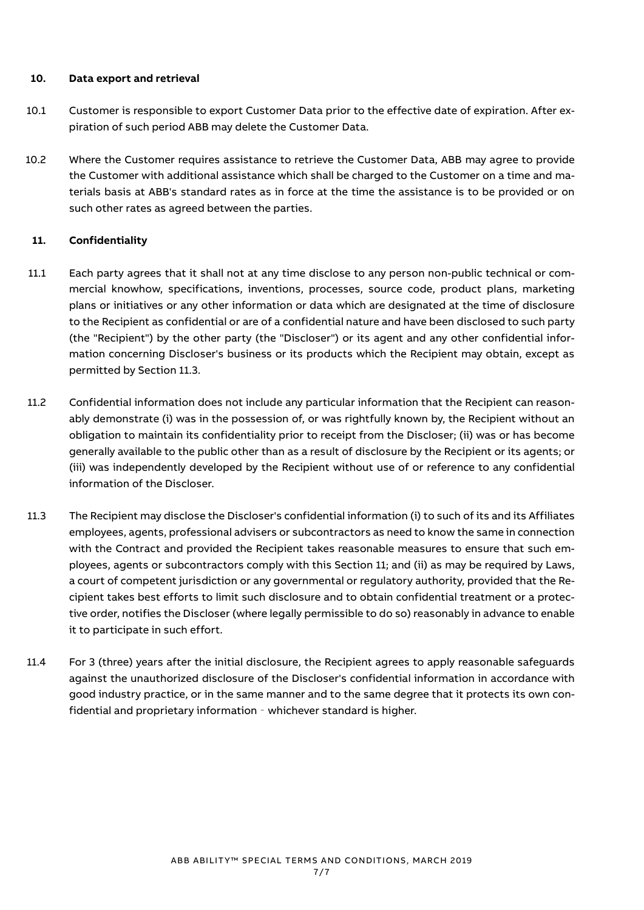## 10. Data export and retrieval

10.1 Customer is responsible to export Customer Data prior to the effective date of expiration. After expiration of such period ABB may delete the Customer Data.

10.2 Where the Customer requires assistance to retrieve the Customer Data, ABB may agree to provide the Customer with additional assistance which shall be charged to the Customer on a time and materials basis at ABB's standard rates as in force at the time the assistance is to be provided or on such other rates as agreed between the parties.

## 11. Confidentiality

11.1 Each party agrees that it shall not at any time disclose to any person non-public technical or commercial knowhow, specifications, inventions, processes, source code, product plans, marketing plans or initiatives or any other information or data which are designated at the time of disclosure to the Recipient as confidential or are of a confidential nature and have been disclosed to such party (the "Recipient") by the other party (the "Discloser") or its agent and any other confidential information concerning Discloser's business or its products which the Recipient may obtain, except as permitted by Section 11.3.

11.2 Confidential information does not include any particular information that the Recipient can reasonably demonstrate (i) was in the possession of, or was rightfully known by, the Recipient without an obligation to maintain its confidentiality prior to receipt from the Discloser; (ii) was or has become generally available to the public other than as a result of disclosure by the Recipient or its agents; or (iii) was independently developed by the Recipient without use of or reference to any confidential information of the Discloser.

11.3 The Recipient may disclose the Discloser's confidential information (i) to such of its and its Affiliates employees, agents, professional advisers or subcontractors as need to know the same in connection with the Contract and provided the Recipient takes reasonable measures to ensure that such employees, agents or subcontractors comply with this Section 11; and (ii) as may be required by Laws, a court of competent jurisdiction or any governmental or regulatory authority, provided that the Recipient takes best efforts to limit such disclosure and to obtain confidential treatment or a protective order, notifies the Discloser (where legally permissible to do so) reasonably in advance to enable it to participate in such effort.

11.4 For 3 (three) years after the initial disclosure, the Recipient agrees to apply reasonable safeguards against the unauthorized disclosure of the Discloser's confidential information in accordance with good industry practice, or in the same manner and to the same degree that it protects its own confidential and proprietary information - whichever standard is higher.